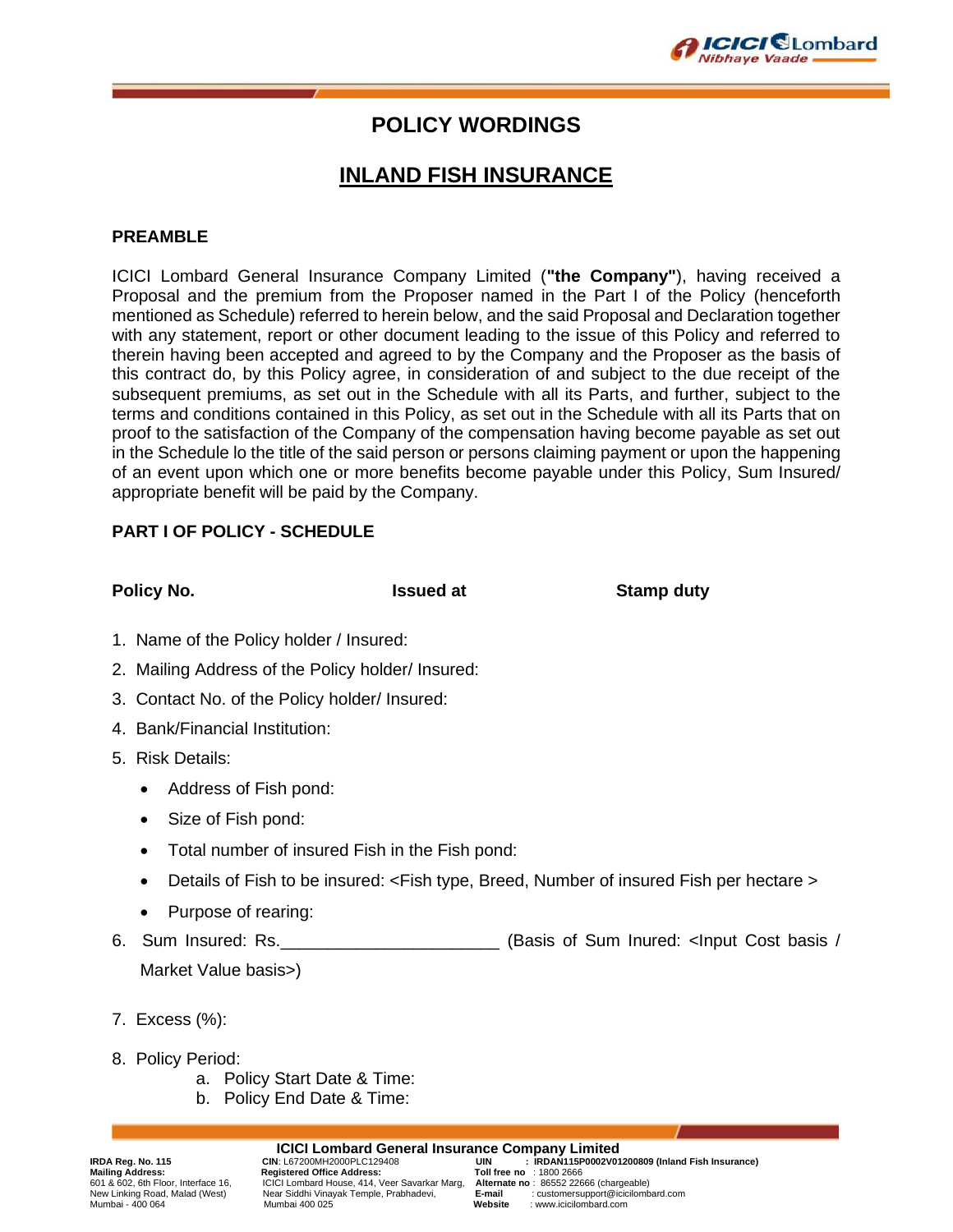# POLICY WORDINGS

## INLAND FISH INSURANCE

**PREAMBLE**

ICICI Lombard General Insurance Company Limited (**"the Company"**), having received a Proposal and the premium from the Proposer named in the Part I of the Policy (henceforth mentioned as Schedule) referred to herein below, and the said Proposal and Declaration together with any statement, report or other document leading to the issue of this Policy and referred to therein having been accepted and agreed to by the Company and the Proposer as the basis of this contract do, by this Policy agree, in consideration of and subject to the due receipt of the subsequent premiums, as set out in the Schedule with all its Parts, and further, subject to the terms and conditions contained in this Policy, as set out in the Schedule with all its Parts that on proof to the satisfaction of the Company of the compensation having become payable as set out in the Schedule lo the title of the said person or persons claiming payment or upon the happening of an event upon which one or more benefits become payable under this Policy, Sum Insured/ appropriate benefit will be paid by the Company.

**PART I OF POLICY - SCHEDULE**

**Policy No.** **Issued at** **Stamp duty**

1. Name of the Policy holder / Insured:
2. Mailing Address of the Policy holder/ Insured:
3. Contact No. of the Policy holder/ Insured:
4. Bank/Financial Institution:
5. Risk Details:
   - Address of Fish pond:
   - Size of Fish pond:
   - Total number of insured Fish in the Fish pond:
   - Details of Fish to be insured: <Fish type, Breed, Number of insured Fish per hectare >
   - Purpose of rearing:
6. Sum Insured: Rs.______________________ (Basis of Sum Inured: <Input Cost basis / Market Value basis>)
7. Excess (%):
8. Policy Period:
   a. Policy Start Date & Time:
   b. Policy End Date & Time: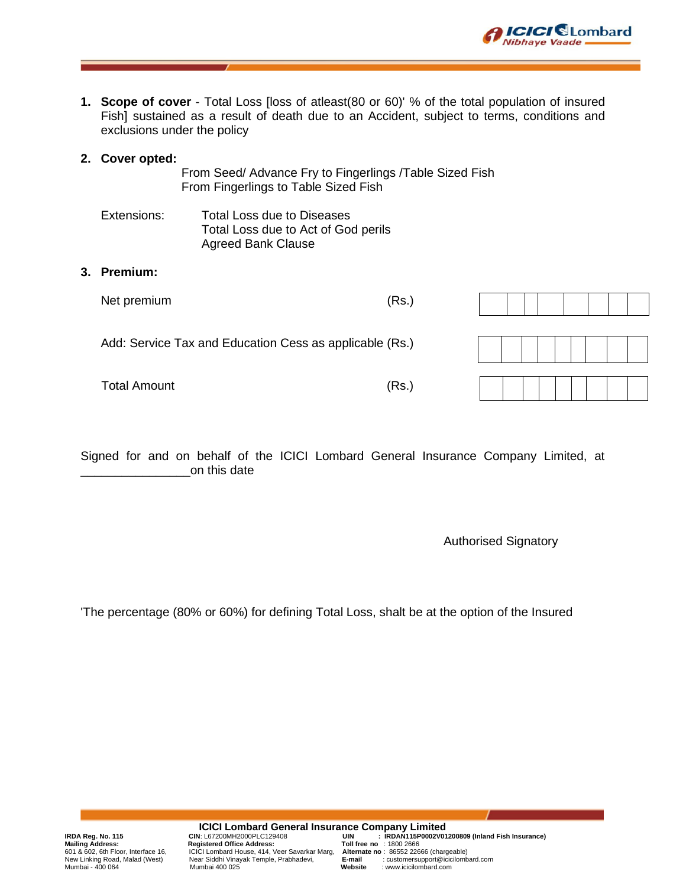1. **Scope of cover** - Total Loss [loss of atleast(80 or 60)' % of the total population of insured Fish] sustained as a result of death due to an Accident, subject to terms, conditions and exclusions under the policy

2. **Cover opted:**

   From Seed/ Advance Fry to Fingerlings /Table Sized Fish
   From Fingerlings to Table Sized Fish

   Extensions:
   - Total Loss due to Diseases
   - Total Loss due to Act of God perils
   - Agreed Bank Clause

3. **Premium:**

| | | |
|---|---|---|
| Net premium | (Rs.) | |
| Add: Service Tax and Education Cess as applicable | (Rs.) | |
| Total Amount | (Rs.) | |

Signed for and on behalf of the ICICI Lombard General Insurance Company Limited, at ________________on this date

Authorised Signatory

'The percentage (80% or 60%) for defining Total Loss, shalt be at the option of the Insured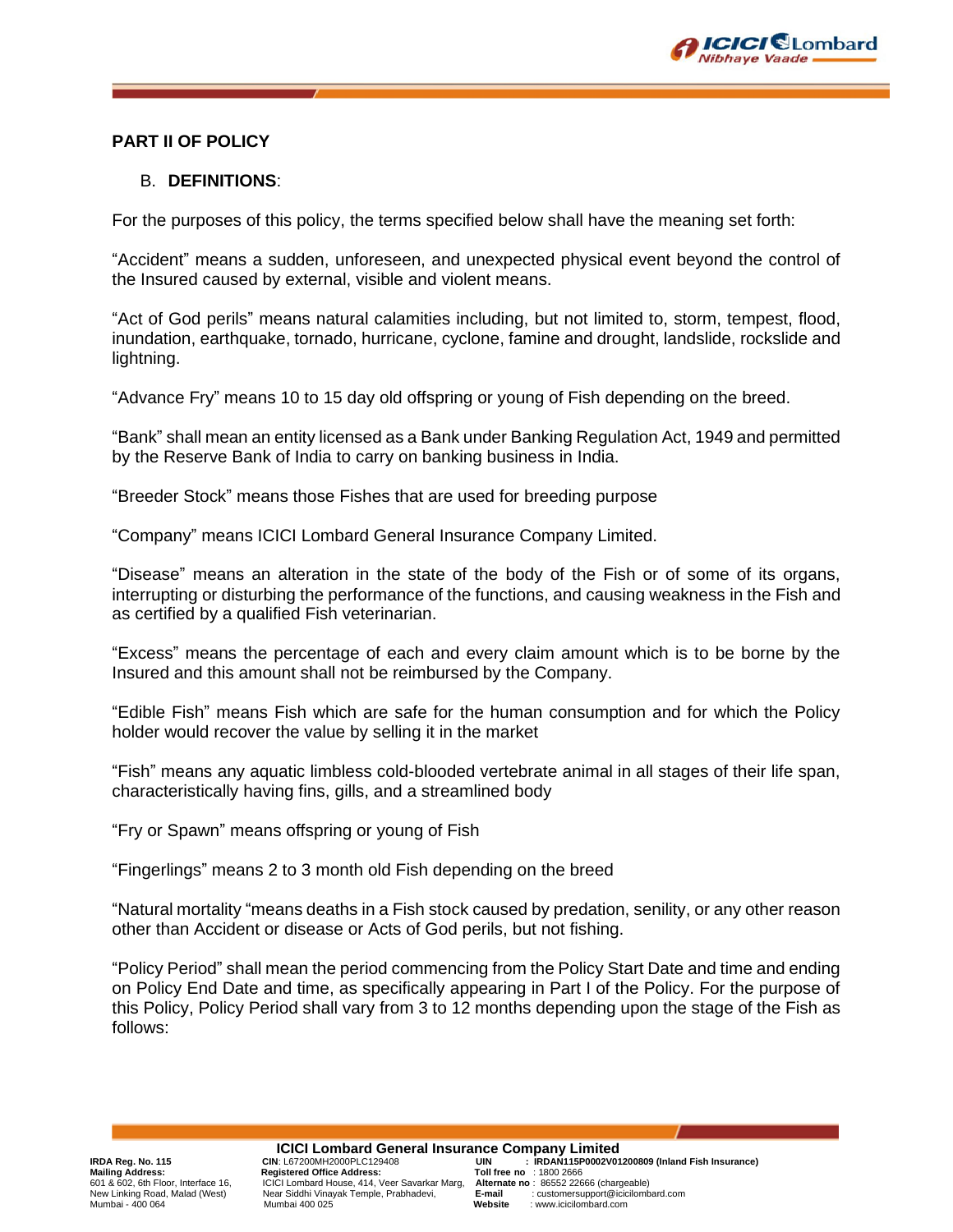## PART II OF POLICY

B. **DEFINITIONS**:

For the purposes of this policy, the terms specified below shall have the meaning set forth:

"Accident" means a sudden, unforeseen, and unexpected physical event beyond the control of the Insured caused by external, visible and violent means.

"Act of God perils" means natural calamities including, but not limited to, storm, tempest, flood, inundation, earthquake, tornado, hurricane, cyclone, famine and drought, landslide, rockslide and lightning.

"Advance Fry" means 10 to 15 day old offspring or young of Fish depending on the breed.

"Bank" shall mean an entity licensed as a Bank under Banking Regulation Act, 1949 and permitted by the Reserve Bank of India to carry on banking business in India.

"Breeder Stock" means those Fishes that are used for breeding purpose

"Company" means ICICI Lombard General Insurance Company Limited.

"Disease" means an alteration in the state of the body of the Fish or of some of its organs, interrupting or disturbing the performance of the functions, and causing weakness in the Fish and as certified by a qualified Fish veterinarian.

"Excess" means the percentage of each and every claim amount which is to be borne by the Insured and this amount shall not be reimbursed by the Company.

"Edible Fish" means Fish which are safe for the human consumption and for which the Policy holder would recover the value by selling it in the market

"Fish" means any aquatic limbless cold-blooded vertebrate animal in all stages of their life span, characteristically having fins, gills, and a streamlined body

"Fry or Spawn" means offspring or young of Fish

"Fingerlings" means 2 to 3 month old Fish depending on the breed

"Natural mortality "means deaths in a Fish stock caused by predation, senility, or any other reason other than Accident or disease or Acts of God perils, but not fishing.

"Policy Period" shall mean the period commencing from the Policy Start Date and time and ending on Policy End Date and time, as specifically appearing in Part I of the Policy. For the purpose of this Policy, Policy Period shall vary from 3 to 12 months depending upon the stage of the Fish as follows: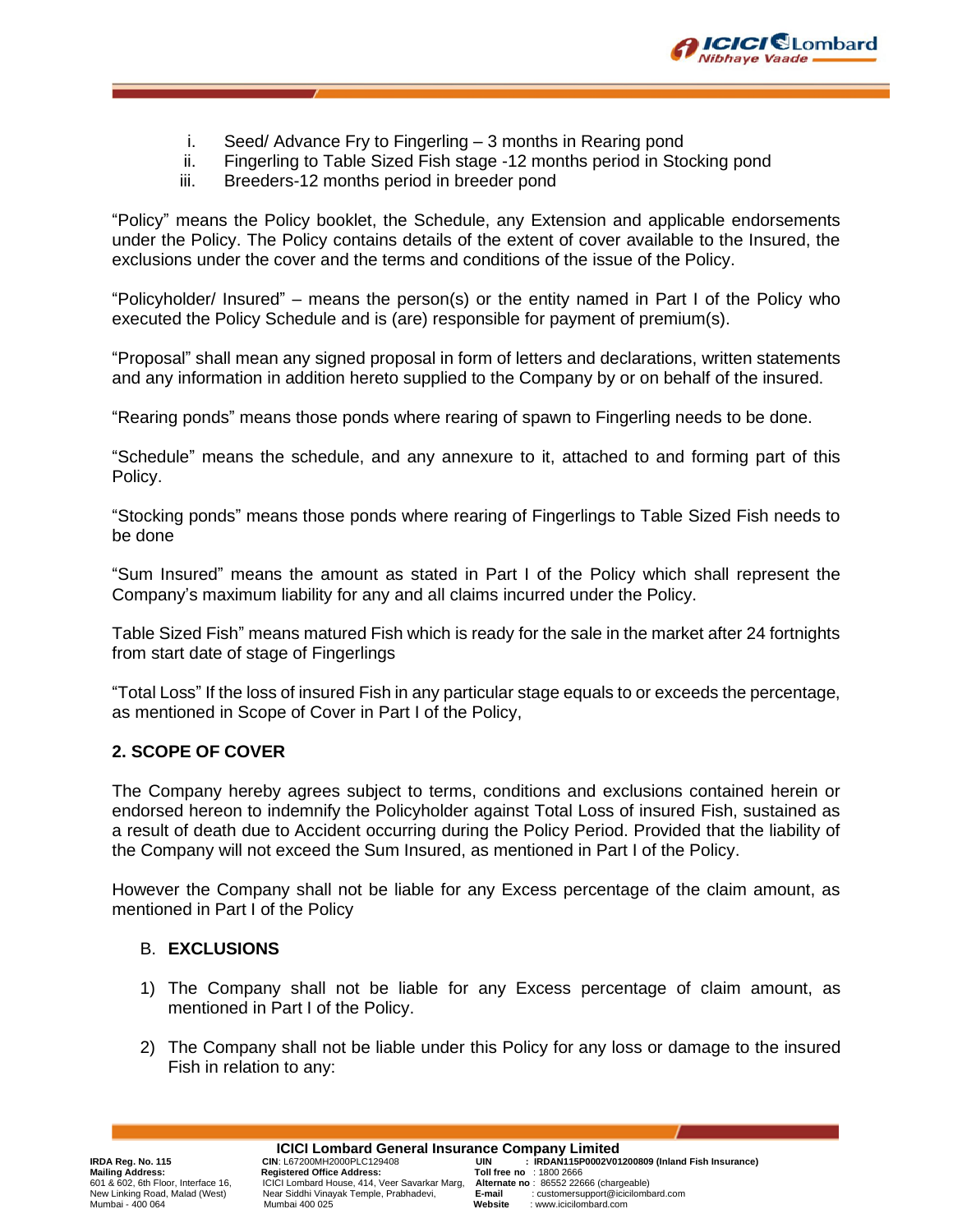i. Seed/ Advance Fry to Fingerling – 3 months in Rearing pond
ii. Fingerling to Table Sized Fish stage -12 months period in Stocking pond
iii. Breeders-12 months period in breeder pond

"Policy" means the Policy booklet, the Schedule, any Extension and applicable endorsements under the Policy. The Policy contains details of the extent of cover available to the Insured, the exclusions under the cover and the terms and conditions of the issue of the Policy.

"Policyholder/ Insured" – means the person(s) or the entity named in Part I of the Policy who executed the Policy Schedule and is (are) responsible for payment of premium(s).

"Proposal" shall mean any signed proposal in form of letters and declarations, written statements and any information in addition hereto supplied to the Company by or on behalf of the insured.

"Rearing ponds" means those ponds where rearing of spawn to Fingerling needs to be done.

"Schedule" means the schedule, and any annexure to it, attached to and forming part of this Policy.

"Stocking ponds" means those ponds where rearing of Fingerlings to Table Sized Fish needs to be done

"Sum Insured" means the amount as stated in Part I of the Policy which shall represent the Company's maximum liability for any and all claims incurred under the Policy.

Table Sized Fish" means matured Fish which is ready for the sale in the market after 24 fortnights from start date of stage of Fingerlings

"Total Loss" If the loss of insured Fish in any particular stage equals to or exceeds the percentage, as mentioned in Scope of Cover in Part I of the Policy,

## 2. SCOPE OF COVER

The Company hereby agrees subject to terms, conditions and exclusions contained herein or endorsed hereon to indemnify the Policyholder against Total Loss of insured Fish, sustained as a result of death due to Accident occurring during the Policy Period. Provided that the liability of the Company will not exceed the Sum Insured, as mentioned in Part I of the Policy.

However the Company shall not be liable for any Excess percentage of the claim amount, as mentioned in Part I of the Policy

### B. EXCLUSIONS

1) The Company shall not be liable for any Excess percentage of claim amount, as mentioned in Part I of the Policy.

2) The Company shall not be liable under this Policy for any loss or damage to the insured Fish in relation to any: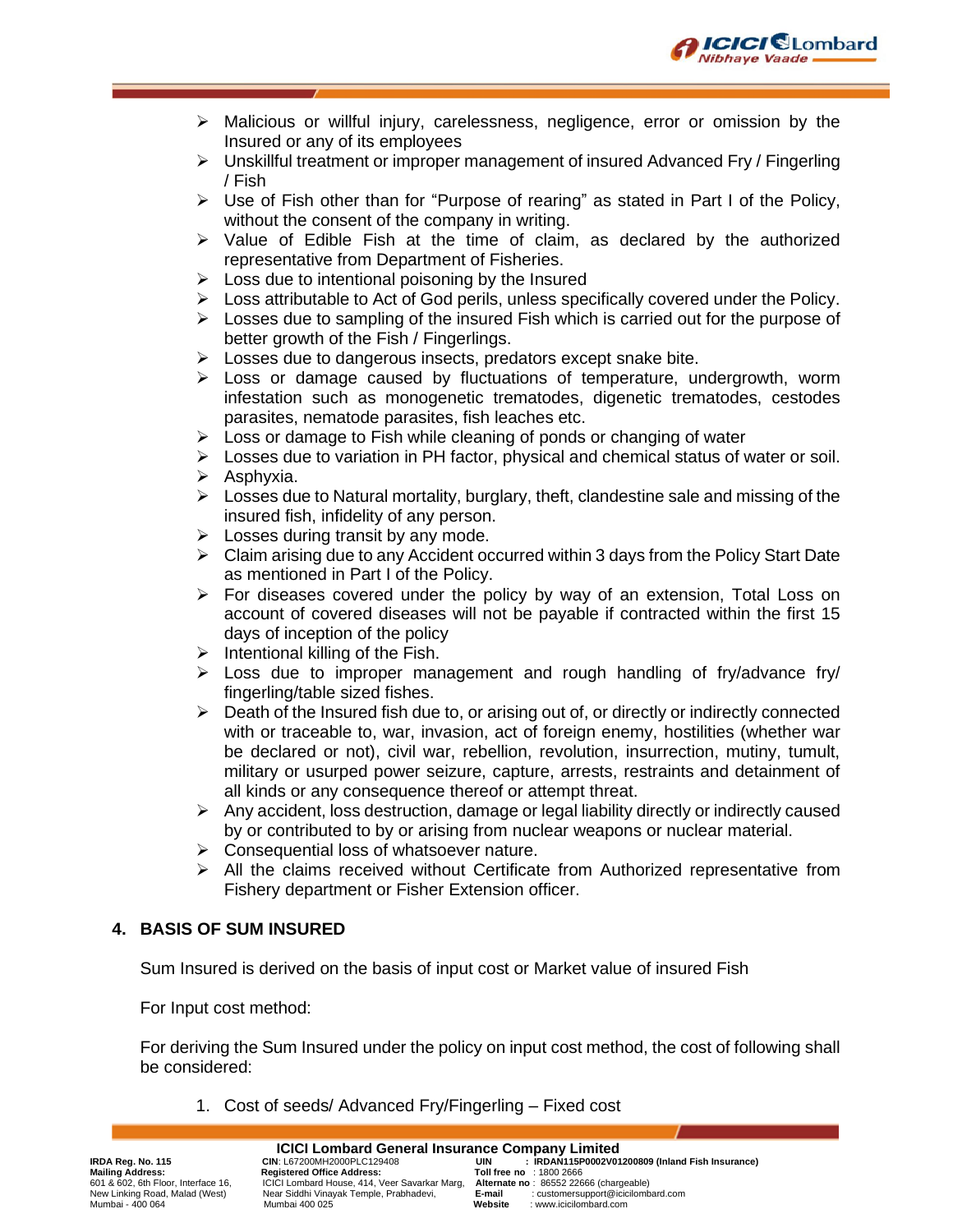- Malicious or willful injury, carelessness, negligence, error or omission by the Insured or any of its employees
- Unskillful treatment or improper management of insured Advanced Fry / Fingerling / Fish
- Use of Fish other than for "Purpose of rearing" as stated in Part I of the Policy, without the consent of the company in writing.
- Value of Edible Fish at the time of claim, as declared by the authorized representative from Department of Fisheries.
- Loss due to intentional poisoning by the Insured
- Loss attributable to Act of God perils, unless specifically covered under the Policy.
- Losses due to sampling of the insured Fish which is carried out for the purpose of better growth of the Fish / Fingerlings.
- Losses due to dangerous insects, predators except snake bite.
- Loss or damage caused by fluctuations of temperature, undergrowth, worm infestation such as monogenetic trematodes, digenetic trematodes, cestodes parasites, nematode parasites, fish leaches etc.
- Loss or damage to Fish while cleaning of ponds or changing of water
- Losses due to variation in PH factor, physical and chemical status of water or soil.
- Asphyxia.
- Losses due to Natural mortality, burglary, theft, clandestine sale and missing of the insured fish, infidelity of any person.
- Losses during transit by any mode.
- Claim arising due to any Accident occurred within 3 days from the Policy Start Date as mentioned in Part I of the Policy.
- For diseases covered under the policy by way of an extension, Total Loss on account of covered diseases will not be payable if contracted within the first 15 days of inception of the policy
- Intentional killing of the Fish.
- Loss due to improper management and rough handling of fry/advance fry/ fingerling/table sized fishes.
- Death of the Insured fish due to, or arising out of, or directly or indirectly connected with or traceable to, war, invasion, act of foreign enemy, hostilities (whether war be declared or not), civil war, rebellion, revolution, insurrection, mutiny, tumult, military or usurped power seizure, capture, arrests, restraints and detainment of all kinds or any consequence thereof or attempt threat.
- Any accident, loss destruction, damage or legal liability directly or indirectly caused by or contributed to by or arising from nuclear weapons or nuclear material.
- Consequential loss of whatsoever nature.
- All the claims received without Certificate from Authorized representative from Fishery department or Fisher Extension officer.

## 4. BASIS OF SUM INSURED

Sum Insured is derived on the basis of input cost or Market value of insured Fish

For Input cost method:

For deriving the Sum Insured under the policy on input cost method, the cost of following shall be considered:

1. Cost of seeds/ Advanced Fry/Fingerling – Fixed cost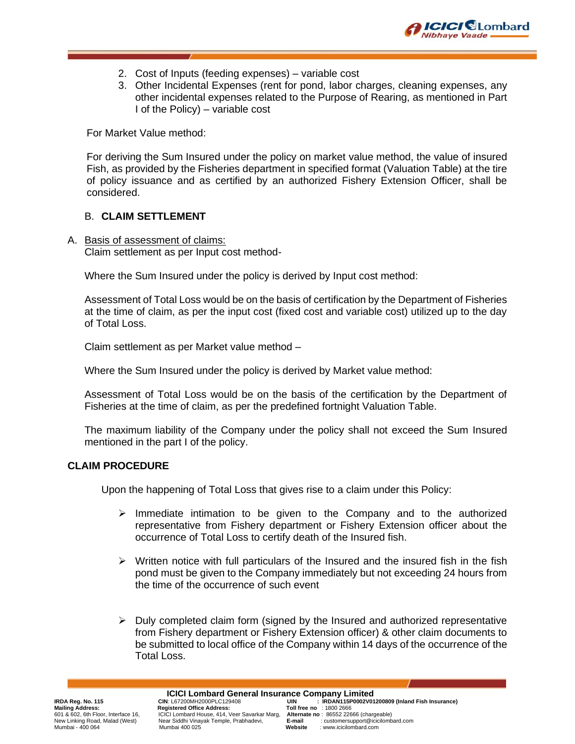2. Cost of Inputs (feeding expenses) – variable cost
3. Other Incidental Expenses (rent for pond, labor charges, cleaning expenses, any other incidental expenses related to the Purpose of Rearing, as mentioned in Part I of the Policy) – variable cost

For Market Value method:

For deriving the Sum Insured under the policy on market value method, the value of insured Fish, as provided by the Fisheries department in specified format (Valuation Table) at the tire of policy issuance and as certified by an authorized Fishery Extension Officer, shall be considered.

## B. CLAIM SETTLEMENT

A. <u>Basis of assessment of claims:</u>
Claim settlement as per Input cost method-

Where the Sum Insured under the policy is derived by Input cost method:

Assessment of Total Loss would be on the basis of certification by the Department of Fisheries at the time of claim, as per the input cost (fixed cost and variable cost) utilized up to the day of Total Loss.

Claim settlement as per Market value method –

Where the Sum Insured under the policy is derived by Market value method:

Assessment of Total Loss would be on the basis of the certification by the Department of Fisheries at the time of claim, as per the predefined fortnight Valuation Table.

The maximum liability of the Company under the policy shall not exceed the Sum Insured mentioned in the part I of the policy.

## CLAIM PROCEDURE

Upon the happening of Total Loss that gives rise to a claim under this Policy:

- Immediate intimation to be given to the Company and to the authorized representative from Fishery department or Fishery Extension officer about the occurrence of Total Loss to certify death of the Insured fish.
- Written notice with full particulars of the Insured and the insured fish in the fish pond must be given to the Company immediately but not exceeding 24 hours from the time of the occurrence of such event
- Duly completed claim form (signed by the Insured and authorized representative from Fishery department or Fishery Extension officer) & other claim documents to be submitted to local office of the Company within 14 days of the occurrence of the Total Loss.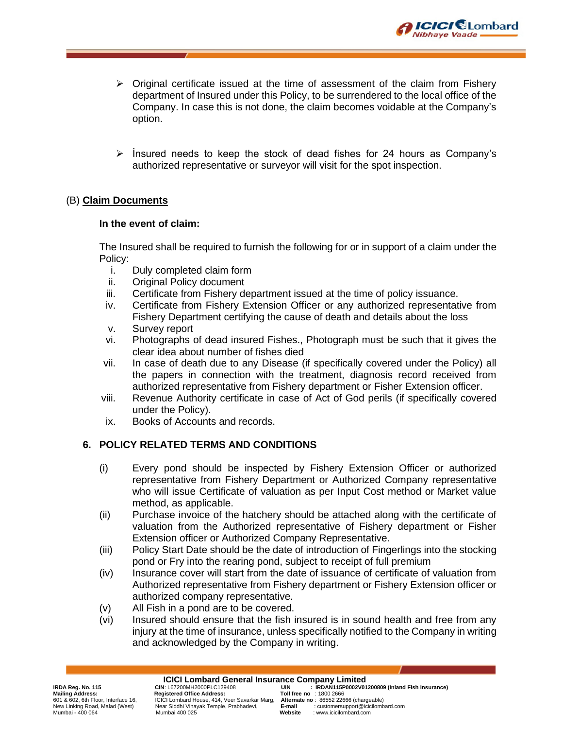- Original certificate issued at the time of assessment of the claim from Fishery department of Insured under this Policy, to be surrendered to the local office of the Company. In case this is not done, the claim becomes voidable at the Company's option.

- İnsured needs to keep the stock of dead fishes for 24 hours as Company's authorized representative or surveyor will visit for the spot inspection.

(B) **Claim Documents**

**In the event of claim:**

The Insured shall be required to furnish the following for or in support of a claim under the Policy:

i. Duly completed claim form
ii. Original Policy document
iii. Certificate from Fishery department issued at the time of policy issuance.
iv. Certificate from Fishery Extension Officer or any authorized representative from Fishery Department certifying the cause of death and details about the loss
v. Survey report
vi. Photographs of dead insured Fishes., Photograph must be such that it gives the clear idea about number of fishes died
vii. In case of death due to any Disease (if specifically covered under the Policy) all the papers in connection with the treatment, diagnosis record received from authorized representative from Fishery department or Fisher Extension officer.
viii. Revenue Authority certificate in case of Act of God perils (if specifically covered under the Policy).
ix. Books of Accounts and records.

## 6. POLICY RELATED TERMS AND CONDITIONS

(i) Every pond should be inspected by Fishery Extension Officer or authorized representative from Fishery Department or Authorized Company representative who will issue Certificate of valuation as per Input Cost method or Market value method, as applicable.

(ii) Purchase invoice of the hatchery should be attached along with the certificate of valuation from the Authorized representative of Fishery department or Fisher Extension officer or Authorized Company Representative.

(iii) Policy Start Date should be the date of introduction of Fingerlings into the stocking pond or Fry into the rearing pond, subject to receipt of full premium

(iv) Insurance cover will start from the date of issuance of certificate of valuation from Authorized representative from Fishery department or Fishery Extension officer or authorized company representative.

(v) All Fish in a pond are to be covered.

(vi) Insured should ensure that the fish insured is in sound health and free from any injury at the time of insurance, unless specifically notified to the Company in writing and acknowledged by the Company in writing.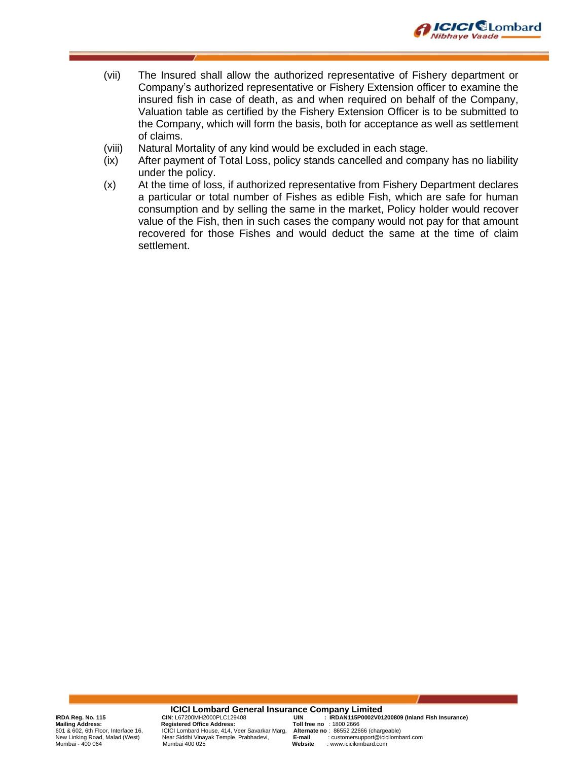(vii) The Insured shall allow the authorized representative of Fishery department or Company's authorized representative or Fishery Extension officer to examine the insured fish in case of death, as and when required on behalf of the Company, Valuation table as certified by the Fishery Extension Officer is to be submitted to the Company, which will form the basis, both for acceptance as well as settlement of claims.

(viii) Natural Mortality of any kind would be excluded in each stage.

(ix) After payment of Total Loss, policy stands cancelled and company has no liability under the policy.

(x) At the time of loss, if authorized representative from Fishery Department declares a particular or total number of Fishes as edible Fish, which are safe for human consumption and by selling the same in the market, Policy holder would recover value of the Fish, then in such cases the company would not pay for that amount recovered for those Fishes and would deduct the same at the time of claim settlement.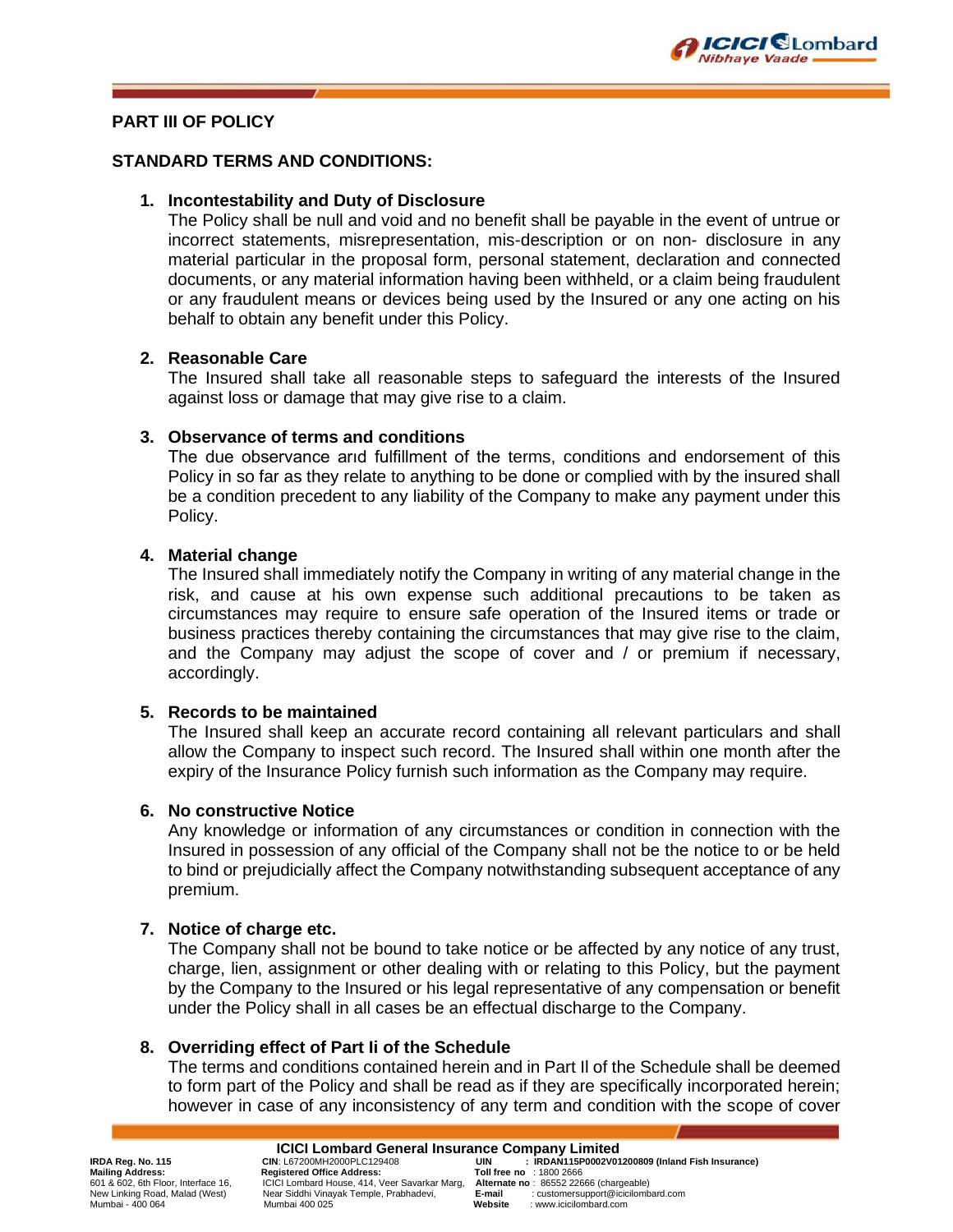## PART III OF POLICY

## STANDARD TERMS AND CONDITIONS:

1. **Incontestability and Duty of Disclosure**
   The Policy shall be null and void and no benefit shall be payable in the event of untrue or incorrect statements, misrepresentation, mis-description or on non- disclosure in any material particular in the proposal form, personal statement, declaration and connected documents, or any material information having been withheld, or a claim being fraudulent or any fraudulent means or devices being used by the Insured or any one acting on his behalf to obtain any benefit under this Policy.

2. **Reasonable Care**
   The Insured shall take all reasonable steps to safeguard the interests of the Insured against loss or damage that may give rise to a claim.

3. **Observance of terms and conditions**
   The due observance and fulfillment of the terms, conditions and endorsement of this Policy in so far as they relate to anything to be done or complied with by the insured shall be a condition precedent to any liability of the Company to make any payment under this Policy.

4. **Material change**
   The Insured shall immediately notify the Company in writing of any material change in the risk, and cause at his own expense such additional precautions to be taken as circumstances may require to ensure safe operation of the Insured items or trade or business practices thereby containing the circumstances that may give rise to the claim, and the Company may adjust the scope of cover and / or premium if necessary, accordingly.

5. **Records to be maintained**
   The Insured shall keep an accurate record containing all relevant particulars and shall allow the Company to inspect such record. The Insured shall within one month after the expiry of the Insurance Policy furnish such information as the Company may require.

6. **No constructive Notice**
   Any knowledge or information of any circumstances or condition in connection with the Insured in possession of any official of the Company shall not be the notice to or be held to bind or prejudicially affect the Company notwithstanding subsequent acceptance of any premium.

7. **Notice of charge etc.**
   The Company shall not be bound to take notice or be affected by any notice of any trust, charge, lien, assignment or other dealing with or relating to this Policy, but the payment by the Company to the Insured or his legal representative of any compensation or benefit under the Policy shall in all cases be an effectual discharge to the Company.

8. **Overriding effect of Part Ii of the Schedule**
   The terms and conditions contained herein and in Part Il of the Schedule shall be deemed to form part of the Policy and shall be read as if they are specifically incorporated herein; however in case of any inconsistency of any term and condition with the scope of cover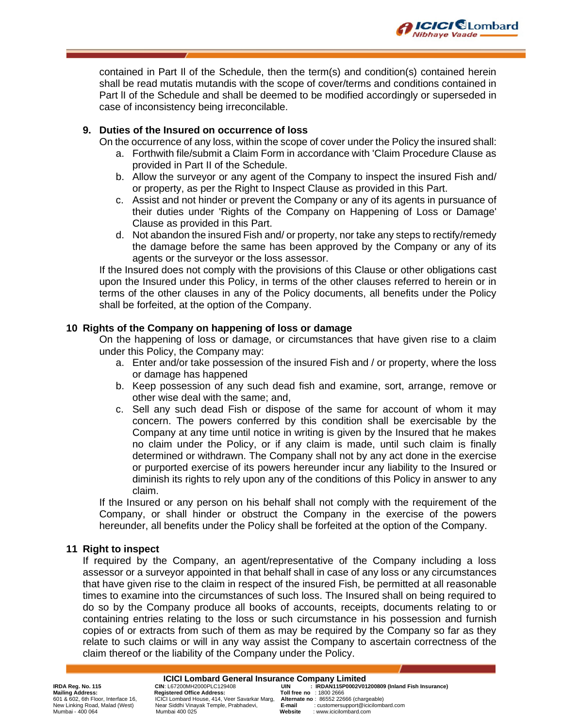contained in Part II of the Schedule, then the term(s) and condition(s) contained herein shall be read mutatis mutandis with the scope of cover/terms and conditions contained in Part II of the Schedule and shall be deemed to be modified accordingly or superseded in case of inconsistency being irreconcilable.

**9. Duties of the Insured on occurrence of loss**

On the occurrence of any loss, within the scope of cover under the Policy the insured shall:

a. Forthwith file/submit a Claim Form in accordance with 'Claim Procedure Clause as provided in Part II of the Schedule.
b. Allow the surveyor or any agent of the Company to inspect the insured Fish and/ or property, as per the Right to Inspect Clause as provided in this Part.
c. Assist and not hinder or prevent the Company or any of its agents in pursuance of their duties under 'Rights of the Company on Happening of Loss or Damage' Clause as provided in this Part.
d. Not abandon the insured Fish and/ or property, nor take any steps to rectify/remedy the damage before the same has been approved by the Company or any of its agents or the surveyor or the loss assessor.

If the Insured does not comply with the provisions of this Clause or other obligations cast upon the Insured under this Policy, in terms of the other clauses referred to herein or in terms of the other clauses in any of the Policy documents, all benefits under the Policy shall be forfeited, at the option of the Company.

**10 Rights of the Company on happening of loss or damage**

On the happening of loss or damage, or circumstances that have given rise to a claim under this Policy, the Company may:

a. Enter and/or take possession of the insured Fish and / or property, where the loss or damage has happened
b. Keep possession of any such dead fish and examine, sort, arrange, remove or other wise deal with the same; and,
c. Sell any such dead Fish or dispose of the same for account of whom it may concern. The powers conferred by this condition shall be exercisable by the Company at any time until notice in writing is given by the Insured that he makes no claim under the Policy, or if any claim is made, until such claim is finally determined or withdrawn. The Company shall not by any act done in the exercise or purported exercise of its powers hereunder incur any liability to the Insured or diminish its rights to rely upon any of the conditions of this Policy in answer to any claim.

If the Insured or any person on his behalf shall not comply with the requirement of the Company, or shall hinder or obstruct the Company in the exercise of the powers hereunder, all benefits under the Policy shall be forfeited at the option of the Company.

**11 Right to inspect**

If required by the Company, an agent/representative of the Company including a loss assessor or a surveyor appointed in that behalf shall in case of any loss or any circumstances that have given rise to the claim in respect of the insured Fish, be permitted at all reasonable times to examine into the circumstances of such loss. The Insured shall on being required to do so by the Company produce all books of accounts, receipts, documents relating to or containing entries relating to the loss or such circumstance in his possession and furnish copies of or extracts from such of them as may be required by the Company so far as they relate to such claims or will in any way assist the Company to ascertain correctness of the claim thereof or the liability of the Company under the Policy.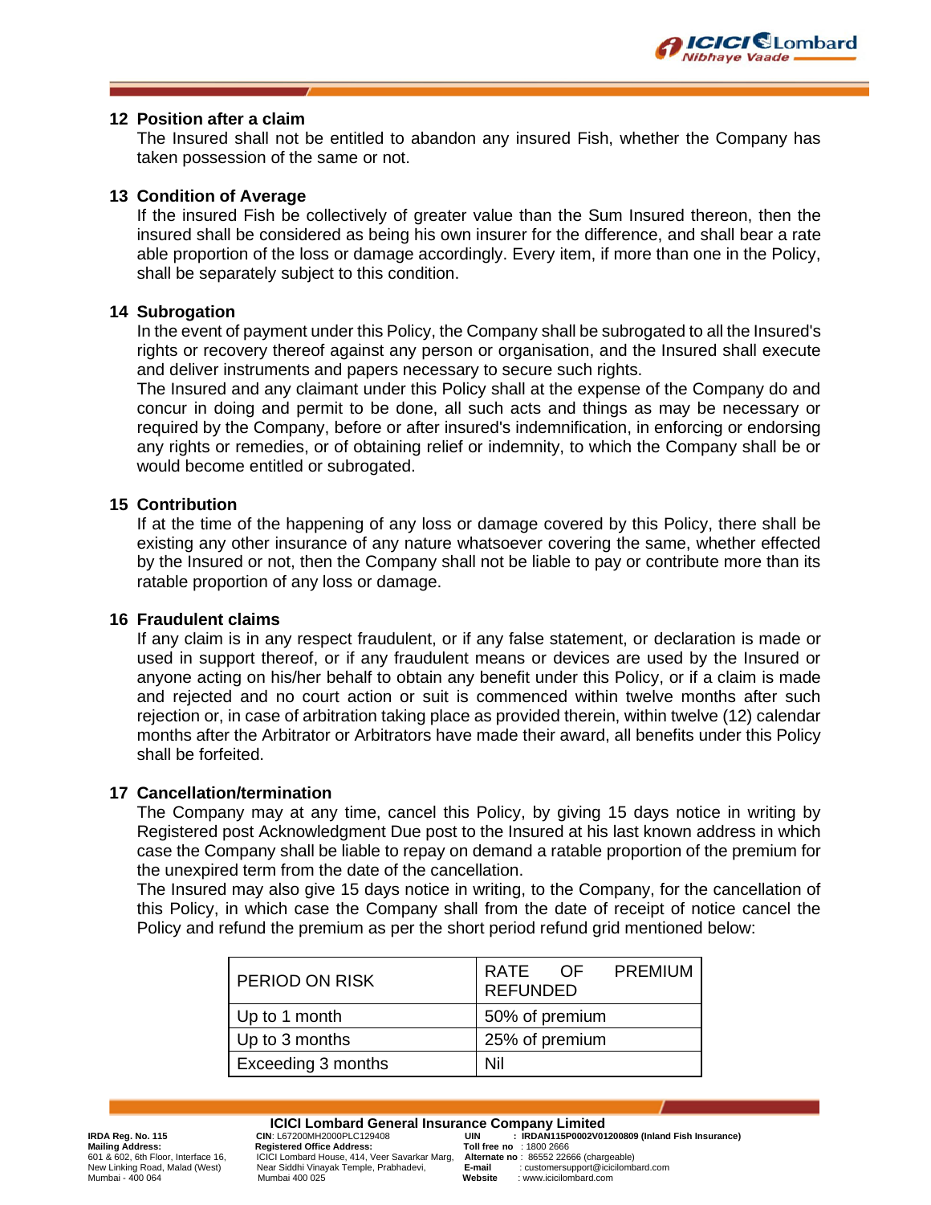## 12 Position after a claim

The Insured shall not be entitled to abandon any insured Fish, whether the Company has taken possession of the same or not.

## 13 Condition of Average

If the insured Fish be collectively of greater value than the Sum Insured thereon, then the insured shall be considered as being his own insurer for the difference, and shall bear a rate able proportion of the loss or damage accordingly. Every item, if more than one in the Policy, shall be separately subject to this condition.

## 14 Subrogation

In the event of payment under this Policy, the Company shall be subrogated to all the Insured's rights or recovery thereof against any person or organisation, and the Insured shall execute and deliver instruments and papers necessary to secure such rights.

The Insured and any claimant under this Policy shall at the expense of the Company do and concur in doing and permit to be done, all such acts and things as may be necessary or required by the Company, before or after insured's indemnification, in enforcing or endorsing any rights or remedies, or of obtaining relief or indemnity, to which the Company shall be or would become entitled or subrogated.

## 15 Contribution

If at the time of the happening of any loss or damage covered by this Policy, there shall be existing any other insurance of any nature whatsoever covering the same, whether effected by the Insured or not, then the Company shall not be liable to pay or contribute more than its ratable proportion of any loss or damage.

## 16 Fraudulent claims

If any claim is in any respect fraudulent, or if any false statement, or declaration is made or used in support thereof, or if any fraudulent means or devices are used by the Insured or anyone acting on his/her behalf to obtain any benefit under this Policy, or if a claim is made and rejected and no court action or suit is commenced within twelve months after such rejection or, in case of arbitration taking place as provided therein, within twelve (12) calendar months after the Arbitrator or Arbitrators have made their award, all benefits under this Policy shall be forfeited.

## 17 Cancellation/termination

The Company may at any time, cancel this Policy, by giving 15 days notice in writing by Registered post Acknowledgment Due post to the Insured at his last known address in which case the Company shall be liable to repay on demand a ratable proportion of the premium for the unexpired term from the date of the cancellation.

The Insured may also give 15 days notice in writing, to the Company, for the cancellation of this Policy, in which case the Company shall from the date of receipt of notice cancel the Policy and refund the premium as per the short period refund grid mentioned below:

| PERIOD ON RISK | RATE OF PREMIUM REFUNDED |
|---|---|
| Up to 1 month | 50% of premium |
| Up to 3 months | 25% of premium |
| Exceeding 3 months | Nil |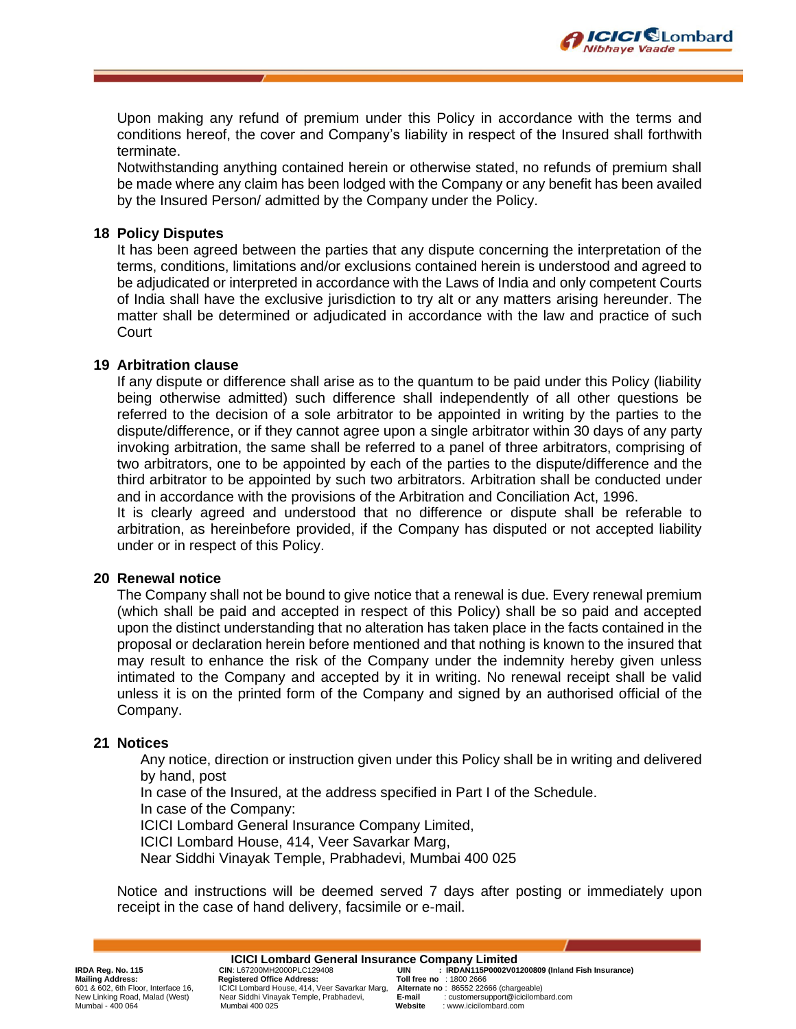Upon making any refund of premium under this Policy in accordance with the terms and conditions hereof, the cover and Company's liability in respect of the Insured shall forthwith terminate.

Notwithstanding anything contained herein or otherwise stated, no refunds of premium shall be made where any claim has been lodged with the Company or any benefit has been availed by the Insured Person/ admitted by the Company under the Policy.

## 18 Policy Disputes

It has been agreed between the parties that any dispute concerning the interpretation of the terms, conditions, limitations and/or exclusions contained herein is understood and agreed to be adjudicated or interpreted in accordance with the Laws of India and only competent Courts of India shall have the exclusive jurisdiction to try alt or any matters arising hereunder. The matter shall be determined or adjudicated in accordance with the law and practice of such Court

## 19 Arbitration clause

If any dispute or difference shall arise as to the quantum to be paid under this Policy (liability being otherwise admitted) such difference shall independently of all other questions be referred to the decision of a sole arbitrator to be appointed in writing by the parties to the dispute/difference, or if they cannot agree upon a single arbitrator within 30 days of any party invoking arbitration, the same shall be referred to a panel of three arbitrators, comprising of two arbitrators, one to be appointed by each of the parties to the dispute/difference and the third arbitrator to be appointed by such two arbitrators. Arbitration shall be conducted under and in accordance with the provisions of the Arbitration and Conciliation Act, 1996.

It is clearly agreed and understood that no difference or dispute shall be referable to arbitration, as hereinbefore provided, if the Company has disputed or not accepted liability under or in respect of this Policy.

## 20 Renewal notice

The Company shall not be bound to give notice that a renewal is due. Every renewal premium (which shall be paid and accepted in respect of this Policy) shall be so paid and accepted upon the distinct understanding that no alteration has taken place in the facts contained in the proposal or declaration herein before mentioned and that nothing is known to the insured that may result to enhance the risk of the Company under the indemnity hereby given unless intimated to the Company and accepted by it in writing. No renewal receipt shall be valid unless it is on the printed form of the Company and signed by an authorised official of the Company.

## 21 Notices

Any notice, direction or instruction given under this Policy shall be in writing and delivered by hand, post

In case of the Insured, at the address specified in Part I of the Schedule.

In case of the Company:

ICICI Lombard General Insurance Company Limited,
ICICI Lombard House, 414, Veer Savarkar Marg,
Near Siddhi Vinayak Temple, Prabhadevi, Mumbai 400 025

Notice and instructions will be deemed served 7 days after posting or immediately upon receipt in the case of hand delivery, facsimile or e-mail.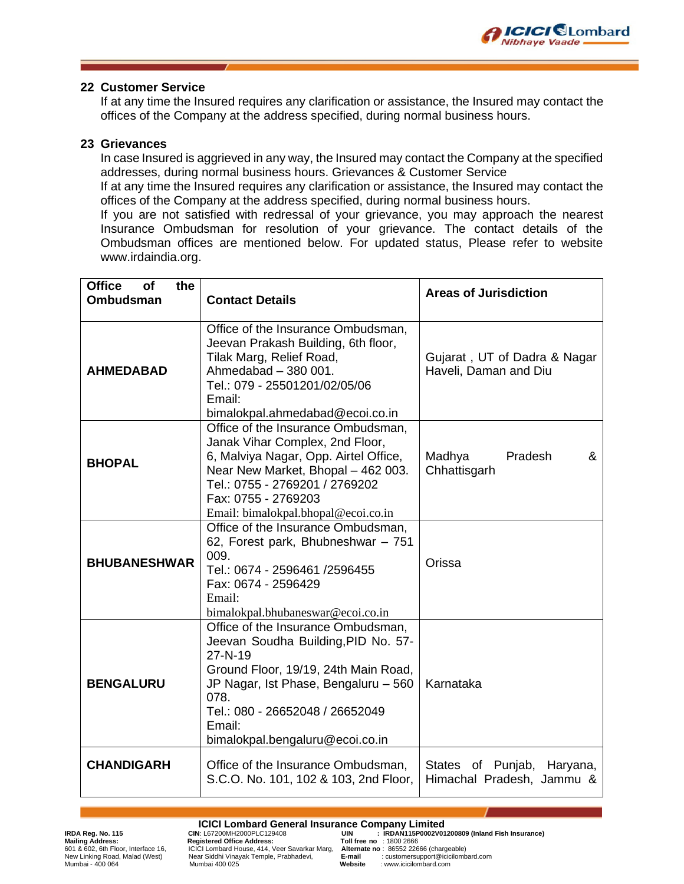## 22 Customer Service

If at any time the Insured requires any clarification or assistance, the Insured may contact the offices of the Company at the address specified, during normal business hours.

## 23 Grievances

In case Insured is aggrieved in any way, the Insured may contact the Company at the specified addresses, during normal business hours. Grievances & Customer Service

If at any time the Insured requires any clarification or assistance, the Insured may contact the offices of the Company at the address specified, during normal business hours.

If you are not satisfied with redressal of your grievance, you may approach the nearest Insurance Ombudsman for resolution of your grievance. The contact details of the Ombudsman offices are mentioned below. For updated status, Please refer to website www.irdaindia.org.

| Office of the Ombudsman | Contact Details | Areas of Jurisdiction |
|---|---|---|
| **AHMEDABAD** | Office of the Insurance Ombudsman, Jeevan Prakash Building, 6th floor, Tilak Marg, Relief Road, Ahmedabad – 380 001. Tel.: 079 - 25501201/02/05/06 Email: bimalokpal.ahmedabad@ecoi.co.in | Gujarat , UT of Dadra & Nagar Haveli, Daman and Diu |
| **BHOPAL** | Office of the Insurance Ombudsman, Janak Vihar Complex, 2nd Floor, 6, Malviya Nagar, Opp. Airtel Office, Near New Market, Bhopal – 462 003. Tel.: 0755 - 2769201 / 2769202 Fax: 0755 - 2769203 Email: bimalokpal.bhopal@ecoi.co.in | Madhya Pradesh & Chhattisgarh |
| **BHUBANESHWAR** | Office of the Insurance Ombudsman, 62, Forest park, Bhubneshwar – 751 009. Tel.: 0674 - 2596461 /2596455 Fax: 0674 - 2596429 Email: bimalokpal.bhubaneswar@ecoi.co.in | Orissa |
| **BENGALURU** | Office of the Insurance Ombudsman, Jeevan Soudha Building,PID No. 57-27-N-19 Ground Floor, 19/19, 24th Main Road, JP Nagar, Ist Phase, Bengaluru – 560 078. Tel.: 080 - 26652048 / 26652049 Email: bimalokpal.bengaluru@ecoi.co.in | Karnataka |
| **CHANDIGARH** | Office of the Insurance Ombudsman, S.C.O. No. 101, 102 & 103, 2nd Floor, | States of Punjab, Haryana, Himachal Pradesh, Jammu & |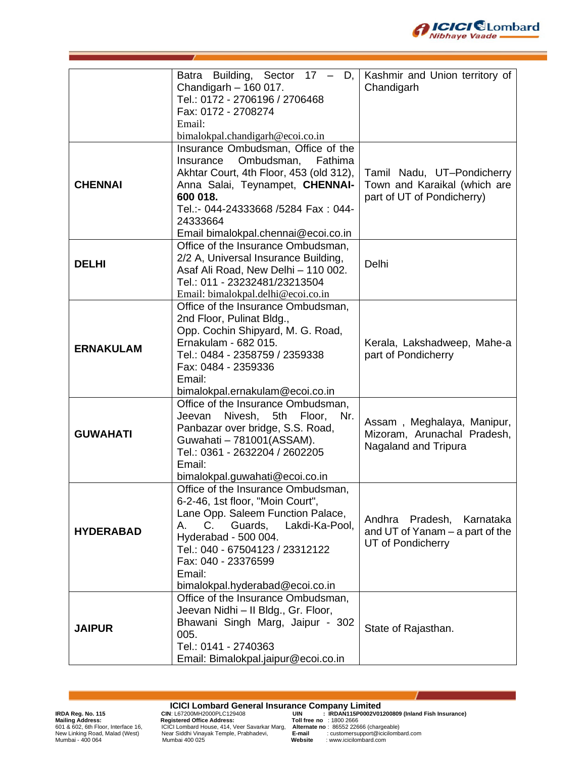| | | |
|---|---|---|
| | Batra Building, Sector 17 – D, Chandigarh – 160 017.<br>Tel.: 0172 - 2706196 / 2706468<br>Fax: 0172 - 2708274<br>Email:<br>bimalokpal.chandigarh@ecoi.co.in | Kashmir and Union territory of Chandigarh |
| **CHENNAI** | Insurance Ombudsman, Office of the Insurance Ombudsman, Fathima Akhtar Court, 4th Floor, 453 (old 312), Anna Salai, Teynampet, **CHENNAI-600 018.**<br>Tel.:- 044-24333668 /5284 Fax : 044-24333664<br>Email bimalokpal.chennai@ecoi.co.in | Tamil Nadu, UT–Pondicherry Town and Karaikal (which are part of UT of Pondicherry) |
| **DELHI** | Office of the Insurance Ombudsman, 2/2 A, Universal Insurance Building, Asaf Ali Road, New Delhi – 110 002.<br>Tel.: 011 - 23232481/23213504<br>Email: bimalokpal.delhi@ecoi.co.in | Delhi |
| **ERNAKULAM** | Office of the Insurance Ombudsman, 2nd Floor, Pulinat Bldg., Opp. Cochin Shipyard, M. G. Road, Ernakulam - 682 015.<br>Tel.: 0484 - 2358759 / 2359338<br>Fax: 0484 - 2359336<br>Email:<br>bimalokpal.ernakulam@ecoi.co.in | Kerala, Lakshadweep, Mahe-a part of Pondicherry |
| **GUWAHATI** | Office of the Insurance Ombudsman, Jeevan Nivesh, 5th Floor, Nr. Panbazar over bridge, S.S. Road, Guwahati – 781001(ASSAM).<br>Tel.: 0361 - 2632204 / 2602205<br>Email:<br>bimalokpal.guwahati@ecoi.co.in | Assam , Meghalaya, Manipur, Mizoram, Arunachal Pradesh, Nagaland and Tripura |
| **HYDERABAD** | Office of the Insurance Ombudsman, 6-2-46, 1st floor, "Moin Court", Lane Opp. Saleem Function Palace, A. C. Guards, Lakdi-Ka-Pool, Hyderabad - 500 004.<br>Tel.: 040 - 67504123 / 23312122<br>Fax: 040 - 23376599<br>Email:<br>bimalokpal.hyderabad@ecoi.co.in | Andhra Pradesh, Karnataka and UT of Yanam – a part of the UT of Pondicherry |
| **JAIPUR** | Office of the Insurance Ombudsman, Jeevan Nidhi – II Bldg., Gr. Floor, Bhawani Singh Marg, Jaipur - 302 005.<br>Tel.: 0141 - 2740363<br>Email: Bimalokpal.jaipur@ecoi.co.in | State of Rajasthan. |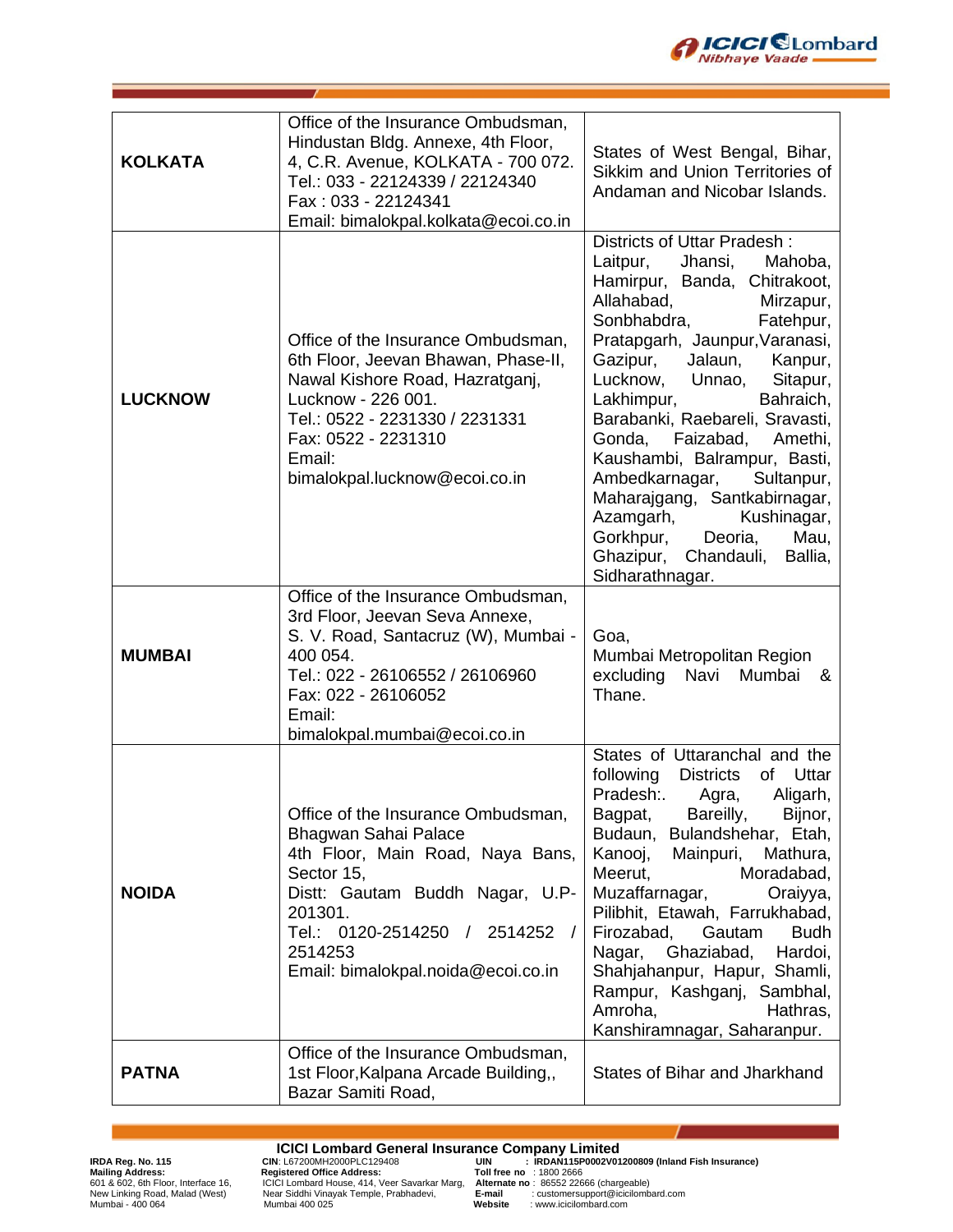| KOLKATA | Office of the Insurance Ombudsman, Hindustan Bldg. Annexe, 4th Floor, 4, C.R. Avenue, KOLKATA - 700 072. Tel.: 033 - 22124339 / 22124340 Fax : 033 - 22124341 Email: bimalokpal.kolkata@ecoi.co.in | States of West Bengal, Bihar, Sikkim and Union Territories of Andaman and Nicobar Islands. |
|---|---|---|
| LUCKNOW | Office of the Insurance Ombudsman, 6th Floor, Jeevan Bhawan, Phase-II, Nawal Kishore Road, Hazratganj, Lucknow - 226 001. Tel.: 0522 - 2231330 / 2231331 Fax: 0522 - 2231310 Email: bimalokpal.lucknow@ecoi.co.in | Districts of Uttar Pradesh : Laitpur, Jhansi, Mahoba, Hamirpur, Banda, Chitrakoot, Allahabad, Mirzapur, Sonbhabdra, Fatehpur, Pratapgarh, Jaunpur,Varanasi, Gazipur, Jalaun, Kanpur, Lucknow, Unnao, Sitapur, Lakhimpur, Bahraich, Barabanki, Raebareli, Sravasti, Gonda, Faizabad, Amethi, Kaushambi, Balrampur, Basti, Ambedkarnagar, Sultanpur, Maharajgang, Santkabirnagar, Azamgarh, Kushinagar, Gorkhpur, Deoria, Mau, Ghazipur, Chandauli, Ballia, Sidharathnagar. |
| MUMBAI | Office of the Insurance Ombudsman, 3rd Floor, Jeevan Seva Annexe, S. V. Road, Santacruz (W), Mumbai - 400 054. Tel.: 022 - 26106552 / 26106960 Fax: 022 - 26106052 Email: bimalokpal.mumbai@ecoi.co.in | Goa, Mumbai Metropolitan Region excluding Navi Mumbai & Thane. |
| NOIDA | Office of the Insurance Ombudsman, Bhagwan Sahai Palace 4th Floor, Main Road, Naya Bans, Sector 15, Distt: Gautam Buddh Nagar, U.P-201301. Tel.: 0120-2514250 / 2514252 / 2514253 Email: bimalokpal.noida@ecoi.co.in | States of Uttaranchal and the following Districts of Uttar Pradesh:. Agra, Aligarh, Bagpat, Bareilly, Bijnor, Budaun, Bulandshehar, Etah, Kanooj, Mainpuri, Mathura, Meerut, Moradabad, Muzaffarnagar, Oraiyya, Pilibhit, Etawah, Farrukhabad, Firozabad, Gautam Budh Nagar, Ghaziabad, Hardoi, Shahjahanpur, Hapur, Shamli, Rampur, Kashganj, Sambhal, Amroha, Hathras, Kanshiramnagar, Saharanpur. |
| PATNA | Office of the Insurance Ombudsman, 1st Floor,Kalpana Arcade Building,, Bazar Samiti Road, | States of Bihar and Jharkhand |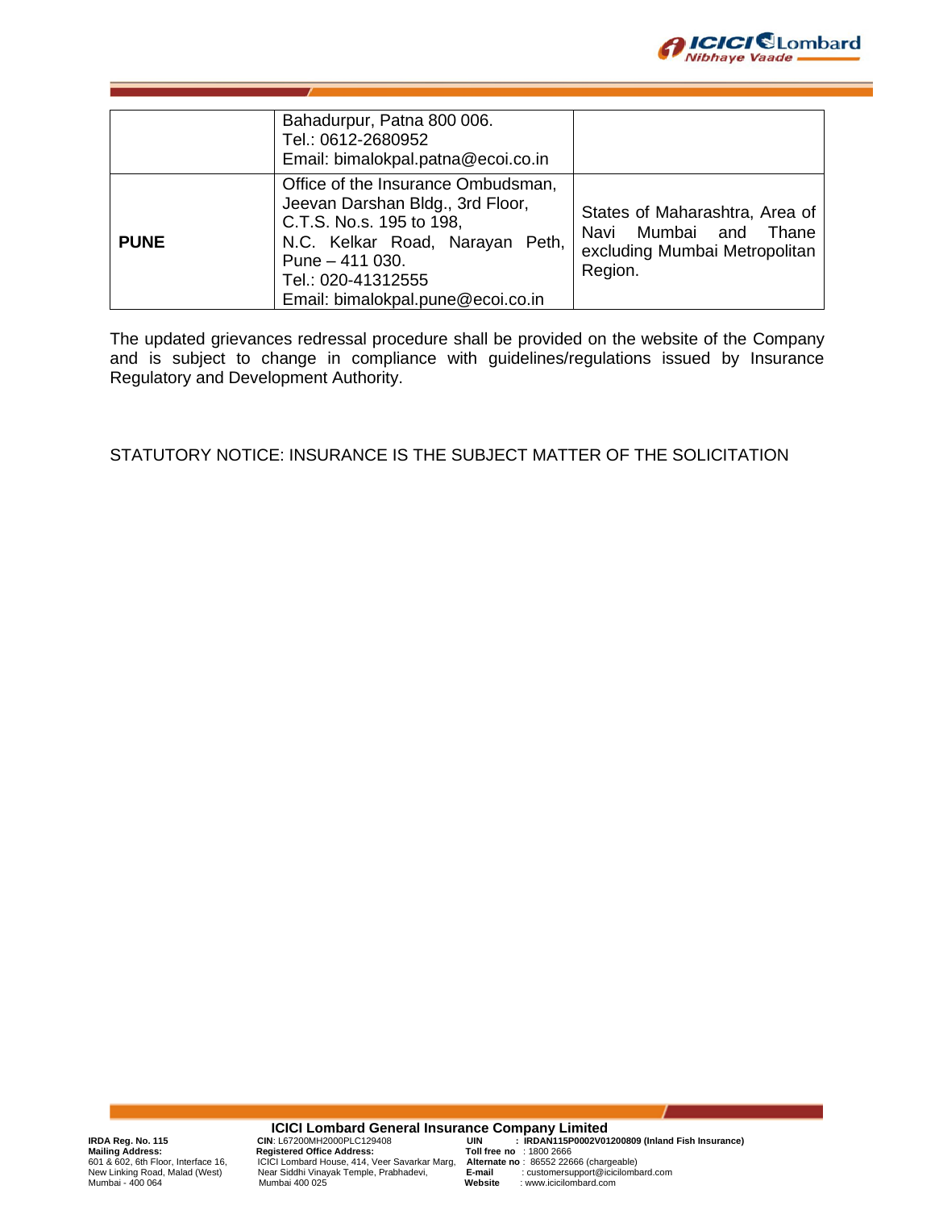| | | |
|---|---|---|
| | Bahadurpur, Patna 800 006.<br>Tel.: 0612-2680952<br>Email: bimalokpal.patna@ecoi.co.in | |
| **PUNE** | Office of the Insurance Ombudsman,<br>Jeevan Darshan Bldg., 3rd Floor,<br>C.T.S. No.s. 195 to 198,<br>N.C. Kelkar Road, Narayan Peth,<br>Pune – 411 030.<br>Tel.: 020-41312555<br>Email: bimalokpal.pune@ecoi.co.in | States of Maharashtra, Area of Navi Mumbai and Thane excluding Mumbai Metropolitan Region. |

The updated grievances redressal procedure shall be provided on the website of the Company and is subject to change in compliance with guidelines/regulations issued by Insurance Regulatory and Development Authority.

STATUTORY NOTICE: INSURANCE IS THE SUBJECT MATTER OF THE SOLICITATION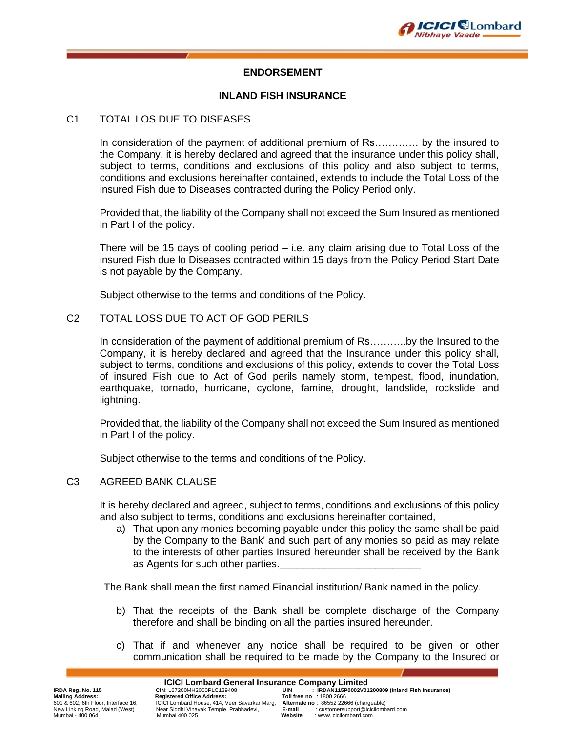## ENDORSEMENT

## INLAND FISH INSURANCE

### C1 TOTAL LOS DUE TO DISEASES

In consideration of the payment of additional premium of Rs…………. by the insured to the Company, it is hereby declared and agreed that the insurance under this policy shall, subject to terms, conditions and exclusions of this policy and also subject to terms, conditions and exclusions hereinafter contained, extends to include the Total Loss of the insured Fish due to Diseases contracted during the Policy Period only.

Provided that, the liability of the Company shall not exceed the Sum Insured as mentioned in Part I of the policy.

There will be 15 days of cooling period – i.e. any claim arising due to Total Loss of the insured Fish due lo Diseases contracted within 15 days from the Policy Period Start Date is not payable by the Company.

Subject otherwise to the terms and conditions of the Policy.

### C2 TOTAL LOSS DUE TO ACT OF GOD PERILS

In consideration of the payment of additional premium of Rs………..by the Insured to the Company, it is hereby declared and agreed that the Insurance under this policy shall, subject to terms, conditions and exclusions of this policy, extends to cover the Total Loss of insured Fish due to Act of God perils namely storm, tempest, flood, inundation, earthquake, tornado, hurricane, cyclone, famine, drought, landslide, rockslide and lightning.

Provided that, the liability of the Company shall not exceed the Sum Insured as mentioned in Part I of the policy.

Subject otherwise to the terms and conditions of the Policy.

### C3 AGREED BANK CLAUSE

It is hereby declared and agreed, subject to terms, conditions and exclusions of this policy and also subject to terms, conditions and exclusions hereinafter contained,

a) That upon any monies becoming payable under this policy the same shall be paid by the Company to the Bank' and such part of any monies so paid as may relate to the interests of other parties Insured hereunder shall be received by the Bank as Agents for such other parties.________________________

The Bank shall mean the first named Financial institution/ Bank named in the policy.

b) That the receipts of the Bank shall be complete discharge of the Company therefore and shall be binding on all the parties insured hereunder.

c) That if and whenever any notice shall be required to be given or other communication shall be required to be made by the Company to the Insured or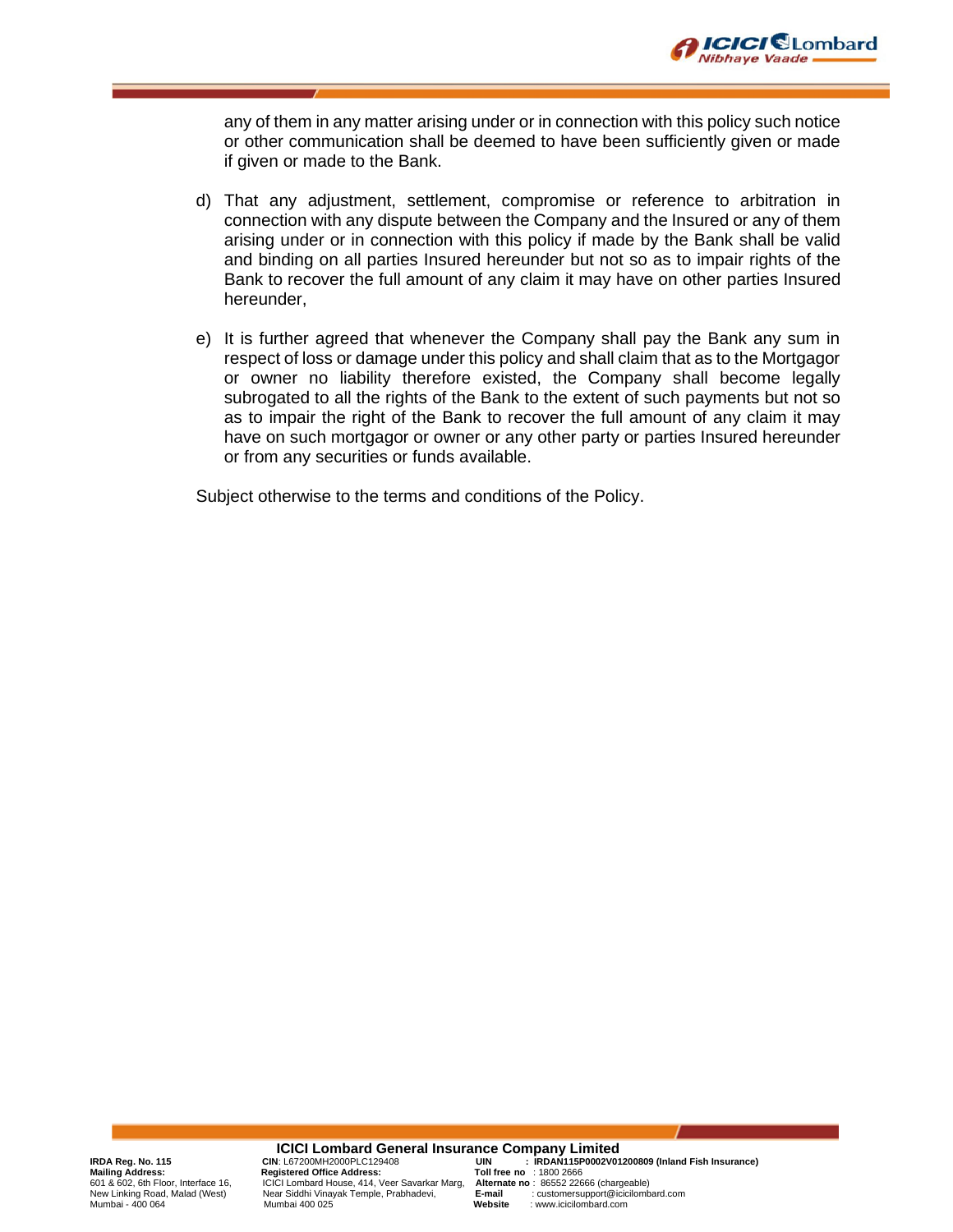any of them in any matter arising under or in connection with this policy such notice or other communication shall be deemed to have been sufficiently given or made if given or made to the Bank.

d) That any adjustment, settlement, compromise or reference to arbitration in connection with any dispute between the Company and the Insured or any of them arising under or in connection with this policy if made by the Bank shall be valid and binding on all parties Insured hereunder but not so as to impair rights of the Bank to recover the full amount of any claim it may have on other parties Insured hereunder,

e) It is further agreed that whenever the Company shall pay the Bank any sum in respect of loss or damage under this policy and shall claim that as to the Mortgagor or owner no liability therefore existed, the Company shall become legally subrogated to all the rights of the Bank to the extent of such payments but not so as to impair the right of the Bank to recover the full amount of any claim it may have on such mortgagor or owner or any other party or parties Insured hereunder or from any securities or funds available.

Subject otherwise to the terms and conditions of the Policy.